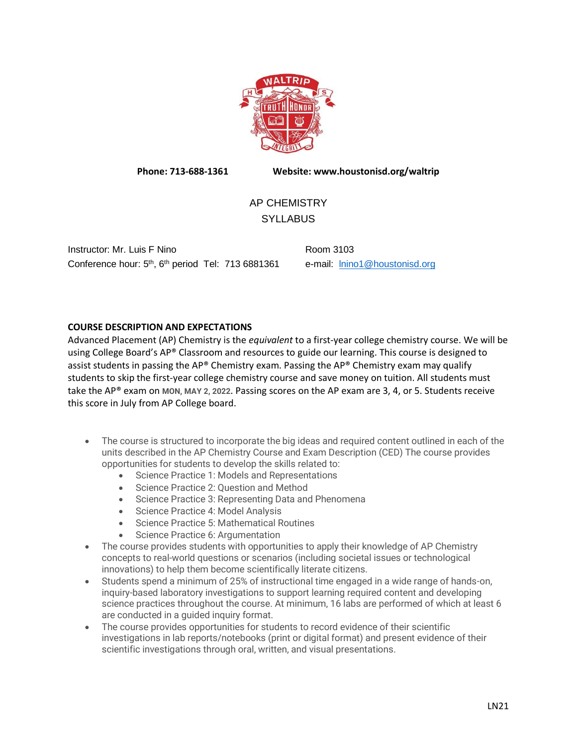**Phone: 713-688-1361** **Website: www.houstonisd.org/waltrip**

# AP CHEMISTRY
# SYLLABUS

Instructor: Mr. Luis F Nino

Conference hour: 5th, 6th period Tel: 713 6881361

Room 3103

e-mail: lnino1@houstonisd.org

## COURSE DESCRIPTION AND EXPECTATIONS

Advanced Placement (AP) Chemistry is the *equivalent* to a first-year college chemistry course. We will be using College Board's AP® Classroom and resources to guide our learning. This course is designed to assist students in passing the AP® Chemistry exam. Passing the AP® Chemistry exam may qualify students to skip the first-year college chemistry course and save money on tuition. All students must take the AP® exam on **MON, MAY 2, 2022**. Passing scores on the AP exam are 3, 4, or 5. Students receive this score in July from AP College board.

- The course is structured to incorporate the big ideas and required content outlined in each of the units described in the AP Chemistry Course and Exam Description (CED) The course provides opportunities for students to develop the skills related to:
  - Science Practice 1: Models and Representations
  - Science Practice 2: Question and Method
  - Science Practice 3: Representing Data and Phenomena
  - Science Practice 4: Model Analysis
  - Science Practice 5: Mathematical Routines
  - Science Practice 6: Argumentation
- The course provides students with opportunities to apply their knowledge of AP Chemistry concepts to real-world questions or scenarios (including societal issues or technological innovations) to help them become scientifically literate citizens.
- Students spend a minimum of 25% of instructional time engaged in a wide range of hands-on, inquiry-based laboratory investigations to support learning required content and developing science practices throughout the course. At minimum, 16 labs are performed of which at least 6 are conducted in a guided inquiry format.
- The course provides opportunities for students to record evidence of their scientific investigations in lab reports/notebooks (print or digital format) and present evidence of their scientific investigations through oral, written, and visual presentations.

LN21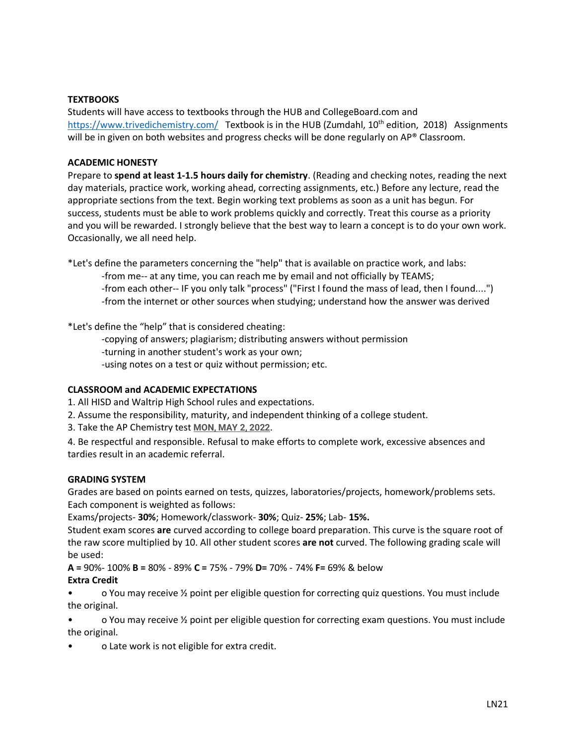**TEXTBOOKS**

Students will have access to textbooks through the HUB and CollegeBoard.com and [https://www.trivedichemistry.com/](https://www.trivedichemistry.com/) Textbook is in the HUB (Zumdahl, 10th edition, 2018) Assignments will be in given on both websites and progress checks will be done regularly on AP® Classroom.

**ACADEMIC HONESTY**

Prepare to **spend at least 1-1.5 hours daily for chemistry**. (Reading and checking notes, reading the next day materials, practice work, working ahead, correcting assignments, etc.) Before any lecture, read the appropriate sections from the text. Begin working text problems as soon as a unit has begun. For success, students must be able to work problems quickly and correctly. Treat this course as a priority and you will be rewarded. I strongly believe that the best way to learn a concept is to do your own work. Occasionally, we all need help.

*Let's define the parameters concerning the "help" that is available on practice work, and labs:

- -from me-- at any time, you can reach me by email and not officially by TEAMS;
- -from each other-- IF you only talk "process" ("First I found the mass of lead, then I found....")
- -from the internet or other sources when studying; understand how the answer was derived

*Let's define the "help" that is considered cheating:

- -copying of answers; plagiarism; distributing answers without permission
- -turning in another student's work as your own;
- -using notes on a test or quiz without permission; etc.

**CLASSROOM and ACADEMIC EXPECTATIONS**

1. All HISD and Waltrip High School rules and expectations.
2. Assume the responsibility, maturity, and independent thinking of a college student.
3. Take the AP Chemistry test **MON, MAY 2, 2022**.
4. Be respectful and responsible. Refusal to make efforts to complete work, excessive absences and tardies result in an academic referral.

**GRADING SYSTEM**

Grades are based on points earned on tests, quizzes, laboratories/projects, homework/problems sets. Each component is weighted as follows:

Exams/projects- **30%**; Homework/classwork- **30%**; Quiz- **25%**; Lab- **15%.**

Student exam scores **are** curved according to college board preparation. This curve is the square root of the raw score multiplied by 10. All other student scores **are not** curved. The following grading scale will be used:

**A =** 90%- 100% **B =** 80% - 89% **C =** 75% - 79% **D=** 70% - 74% **F=** 69% & below

**Extra Credit**

- o You may receive ½ point per eligible question for correcting quiz questions. You must include the original.
- o You may receive ½ point per eligible question for correcting exam questions. You must include the original.
- o Late work is not eligible for extra credit.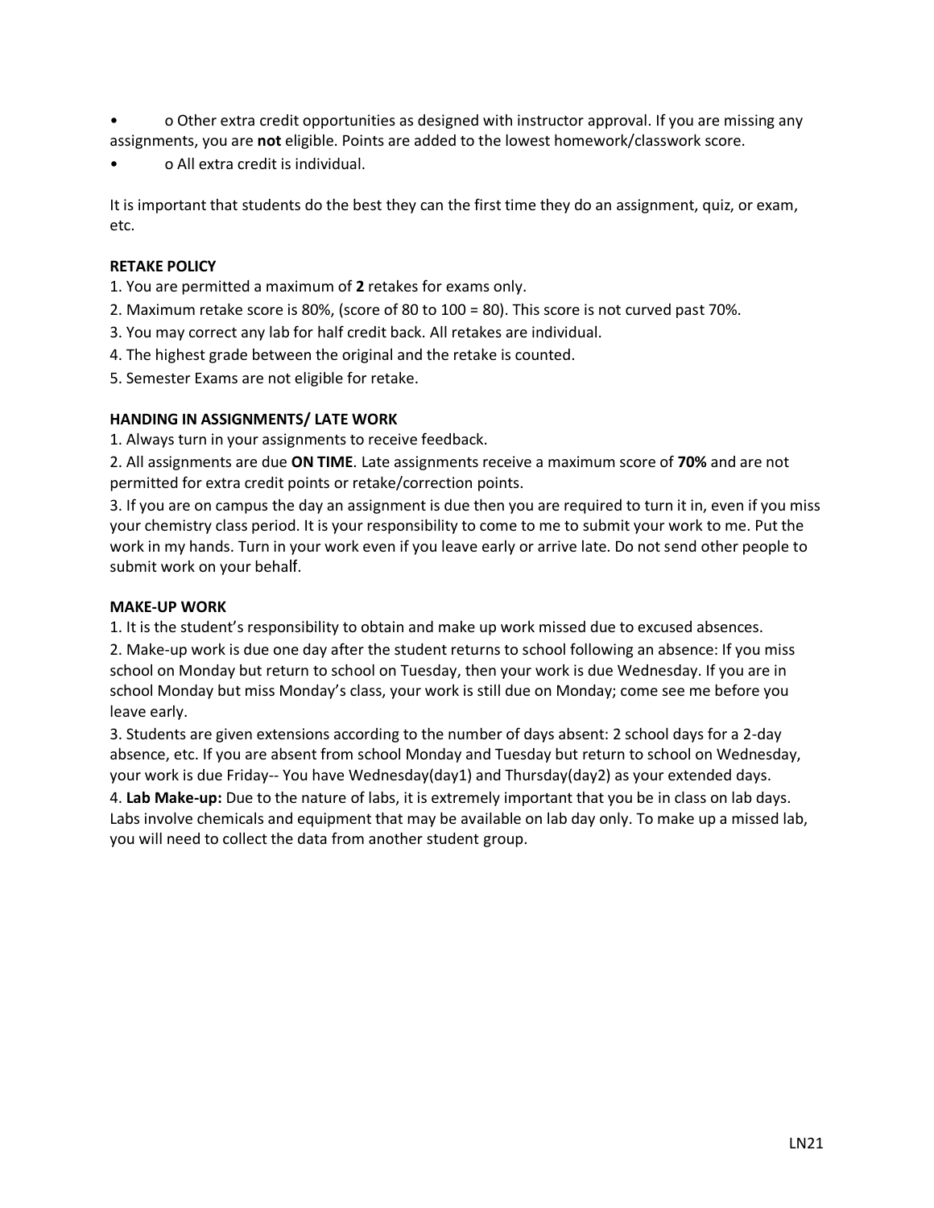- o Other extra credit opportunities as designed with instructor approval. If you are missing any assignments, you are **not** eligible. Points are added to the lowest homework/classwork score.
- o All extra credit is individual.

It is important that students do the best they can the first time they do an assignment, quiz, or exam, etc.

**RETAKE POLICY**

1. You are permitted a maximum of **2** retakes for exams only.
2. Maximum retake score is 80%, (score of 80 to 100 = 80). This score is not curved past 70%.
3. You may correct any lab for half credit back. All retakes are individual.
4. The highest grade between the original and the retake is counted.
5. Semester Exams are not eligible for retake.

**HANDING IN ASSIGNMENTS/ LATE WORK**

1. Always turn in your assignments to receive feedback.
2. All assignments are due **ON TIME**. Late assignments receive a maximum score of **70%** and are not permitted for extra credit points or retake/correction points.
3. If you are on campus the day an assignment is due then you are required to turn it in, even if you miss your chemistry class period. It is your responsibility to come to me to submit your work to me. Put the work in my hands. Turn in your work even if you leave early or arrive late. Do not send other people to submit work on your behalf.

**MAKE-UP WORK**

1. It is the student's responsibility to obtain and make up work missed due to excused absences.
2. Make-up work is due one day after the student returns to school following an absence: If you miss school on Monday but return to school on Tuesday, then your work is due Wednesday. If you are in school Monday but miss Monday's class, your work is still due on Monday; come see me before you leave early.
3. Students are given extensions according to the number of days absent: 2 school days for a 2-day absence, etc. If you are absent from school Monday and Tuesday but return to school on Wednesday, your work is due Friday-- You have Wednesday(day1) and Thursday(day2) as your extended days.
4. **Lab Make-up:** Due to the nature of labs, it is extremely important that you be in class on lab days. Labs involve chemicals and equipment that may be available on lab day only. To make up a missed lab, you will need to collect the data from another student group.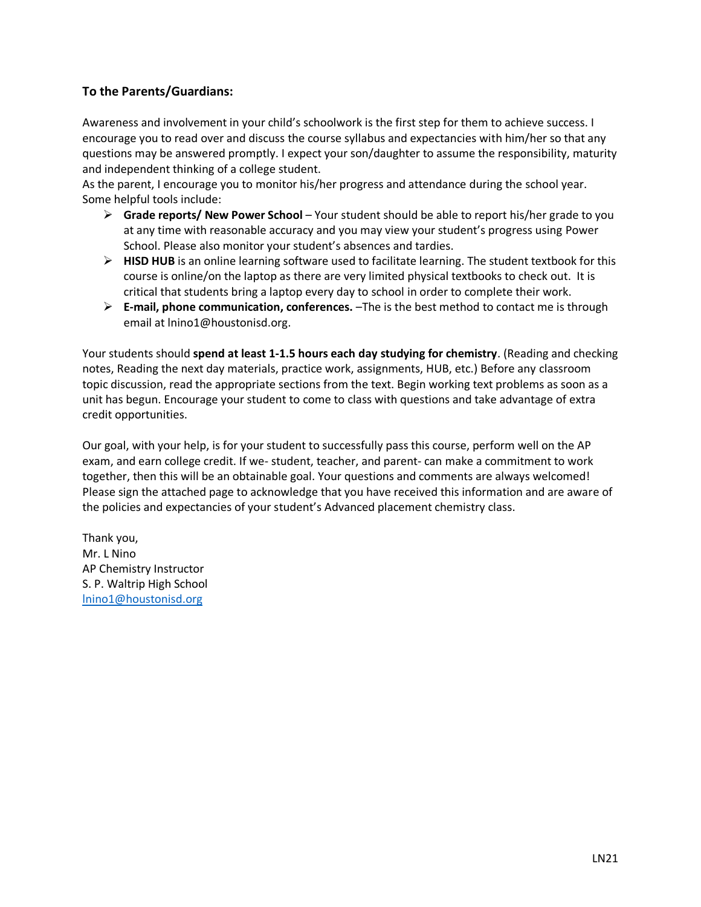### To the Parents/Guardians:

Awareness and involvement in your child's schoolwork is the first step for them to achieve success. I encourage you to read over and discuss the course syllabus and expectancies with him/her so that any questions may be answered promptly. I expect your son/daughter to assume the responsibility, maturity and independent thinking of a college student.

As the parent, I encourage you to monitor his/her progress and attendance during the school year. Some helpful tools include:

- **Grade reports/ New Power School** – Your student should be able to report his/her grade to you at any time with reasonable accuracy and you may view your student's progress using Power School. Please also monitor your student's absences and tardies.
- **HISD HUB** is an online learning software used to facilitate learning. The student textbook for this course is online/on the laptop as there are very limited physical textbooks to check out. It is critical that students bring a laptop every day to school in order to complete their work.
- **E-mail, phone communication, conferences.** –The is the best method to contact me is through email at lnino1@houstonisd.org.

Your students should **spend at least 1-1.5 hours each day studying for chemistry**. (Reading and checking notes, Reading the next day materials, practice work, assignments, HUB, etc.) Before any classroom topic discussion, read the appropriate sections from the text. Begin working text problems as soon as a unit has begun. Encourage your student to come to class with questions and take advantage of extra credit opportunities.

Our goal, with your help, is for your student to successfully pass this course, perform well on the AP exam, and earn college credit. If we- student, teacher, and parent- can make a commitment to work together, then this will be an obtainable goal. Your questions and comments are always welcomed! Please sign the attached page to acknowledge that you have received this information and are aware of the policies and expectancies of your student's Advanced placement chemistry class.

Thank you,
Mr. L Nino
AP Chemistry Instructor
S. P. Waltrip High School
lnino1@houstonisd.org

LN21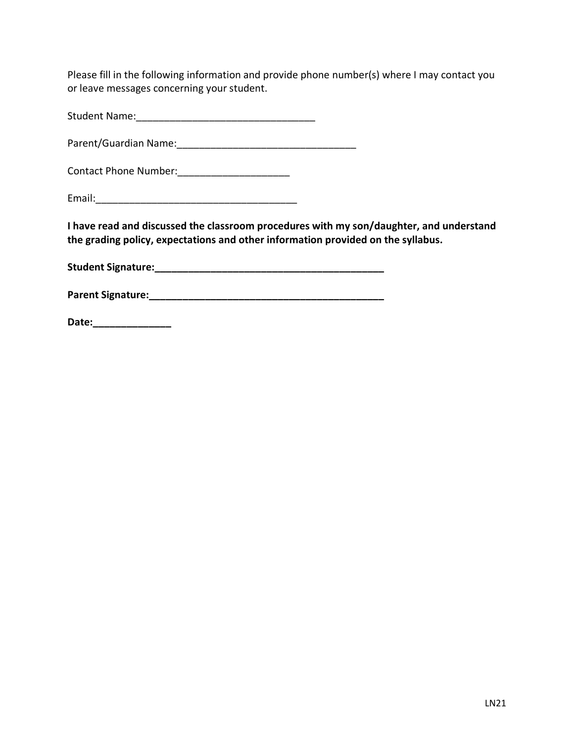Please fill in the following information and provide phone number(s) where I may contact you or leave messages concerning your student.

Student Name:________________________________

Parent/Guardian Name:________________________________

Contact Phone Number:____________________

Email:____________________________________

**I have read and discussed the classroom procedures with my son/daughter, and understand the grading policy, expectations and other information provided on the syllabus.**

**Student Signature:__________________________________________**

**Parent Signature:___________________________________________**

**Date:______________**

LN21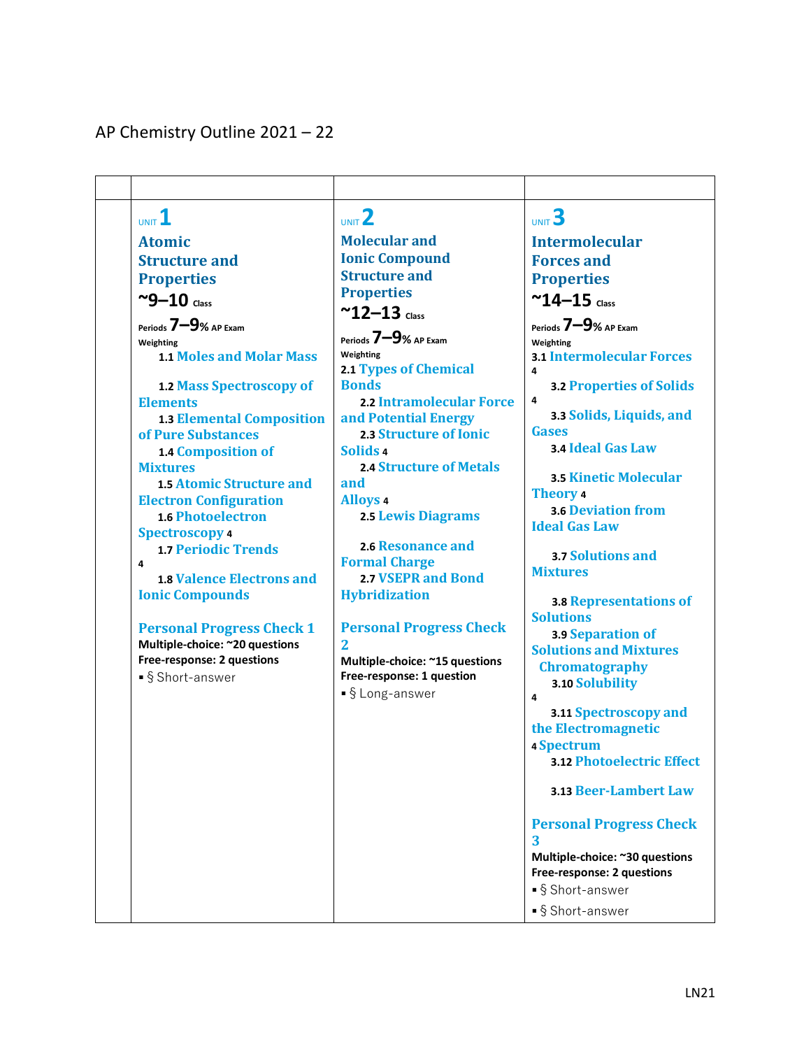AP Chemistry Outline 2021 – 22

| | | | |
|---|---|---|---|
| | UNIT 1<br>**Atomic Structure and Properties**<br>**~9–10** Class Periods **7–9%** AP Exam Weighting<br>1.1 Moles and Molar Mass<br>1.2 Mass Spectroscopy of Elements<br>1.3 Elemental Composition of Pure Substances<br>1.4 Composition of Mixtures<br>1.5 Atomic Structure and Electron Configuration<br>1.6 Photoelectron Spectroscopy 4<br>1.7 Periodic Trends 4<br>1.8 Valence Electrons and Ionic Compounds<br>**Personal Progress Check 1**<br>**Multiple-choice: ~20 questions**<br>**Free-response: 2 questions**<br>▪ § Short-answer | UNIT 2<br>**Molecular and Ionic Compound Structure and Properties**<br>**~12–13** Class Periods **7–9%** AP Exam Weighting<br>2.1 Types of Chemical Bonds<br>2.2 Intramolecular Force and Potential Energy<br>2.3 Structure of Ionic Solids 4<br>2.4 Structure of Metals and Alloys 4<br>2.5 Lewis Diagrams<br>2.6 Resonance and Formal Charge<br>2.7 VSEPR and Bond Hybridization<br>**Personal Progress Check 2**<br>**Multiple-choice: ~15 questions**<br>**Free-response: 1 question**<br>▪ § Long-answer | UNIT 3<br>**Intermolecular Forces and Properties**<br>**~14–15** Class Periods **7–9%** AP Exam Weighting<br>3.1 Intermolecular Forces 4<br>3.2 Properties of Solids 4<br>3.3 Solids, Liquids, and Gases<br>3.4 Ideal Gas Law<br>3.5 Kinetic Molecular Theory 4<br>3.6 Deviation from Ideal Gas Law<br>3.7 Solutions and Mixtures<br>3.8 Representations of Solutions<br>3.9 Separation of Solutions and Mixtures Chromatography<br>3.10 Solubility 4<br>3.11 Spectroscopy and the Electromagnetic Spectrum 4<br>3.12 Photoelectric Effect<br>3.13 Beer-Lambert Law<br>**Personal Progress Check 3**<br>**Multiple-choice: ~30 questions**<br>**Free-response: 2 questions**<br>▪ § Short-answer<br>▪ § Short-answer |

LN21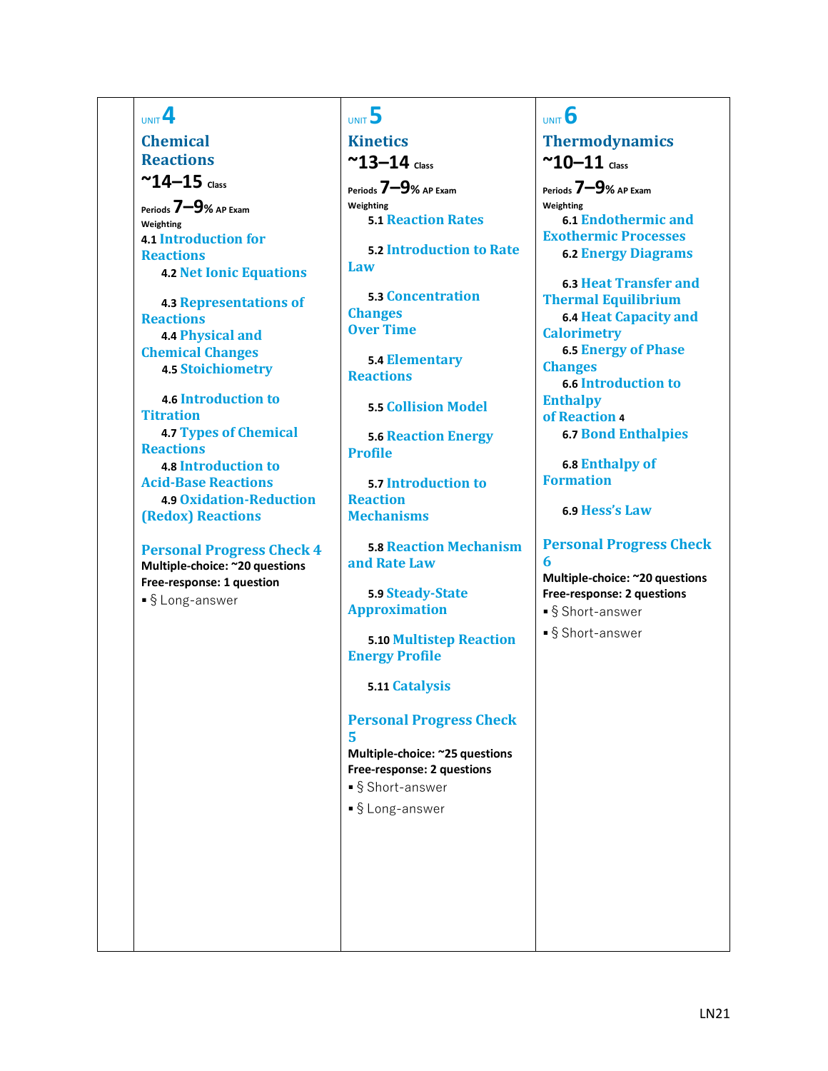## UNIT 4

### Chemical Reactions

~14–15 Class Periods 7–9% AP Exam Weighting

- 4.1 Introduction for Reactions
- 4.2 Net Ionic Equations
- 4.3 Representations of Reactions
- 4.4 Physical and Chemical Changes
- 4.5 Stoichiometry
- 4.6 Introduction to Titration
- 4.7 Types of Chemical Reactions
- 4.8 Introduction to Acid-Base Reactions
- 4.9 Oxidation-Reduction (Redox) Reactions

**Personal Progress Check 4**

**Multiple-choice: ~20 questions**

**Free-response: 1 question**

- § Long-answer

## UNIT 5

### Kinetics

~13–14 Class Periods 7–9% AP Exam Weighting

- 5.1 Reaction Rates
- 5.2 Introduction to Rate Law
- 5.3 Concentration Changes Over Time
- 5.4 Elementary Reactions
- 5.5 Collision Model
- 5.6 Reaction Energy Profile
- 5.7 Introduction to Reaction Mechanisms
- 5.8 Reaction Mechanism and Rate Law
- 5.9 Steady-State Approximation
- 5.10 Multistep Reaction Energy Profile
- 5.11 Catalysis

**Personal Progress Check 5**

**Multiple-choice: ~25 questions**

**Free-response: 2 questions**

- § Short-answer
- § Long-answer

## UNIT 6

### Thermodynamics

~10–11 Class Periods 7–9% AP Exam Weighting

- 6.1 Endothermic and Exothermic Processes
- 6.2 Energy Diagrams
- 6.3 Heat Transfer and Thermal Equilibrium
- 6.4 Heat Capacity and Calorimetry
- 6.5 Energy of Phase Changes
- 6.6 Introduction to Enthalpy of Reaction 4
- 6.7 Bond Enthalpies
- 6.8 Enthalpy of Formation
- 6.9 Hess's Law

**Personal Progress Check 6**

**Multiple-choice: ~20 questions**

**Free-response: 2 questions**

- § Short-answer
- § Short-answer

LN21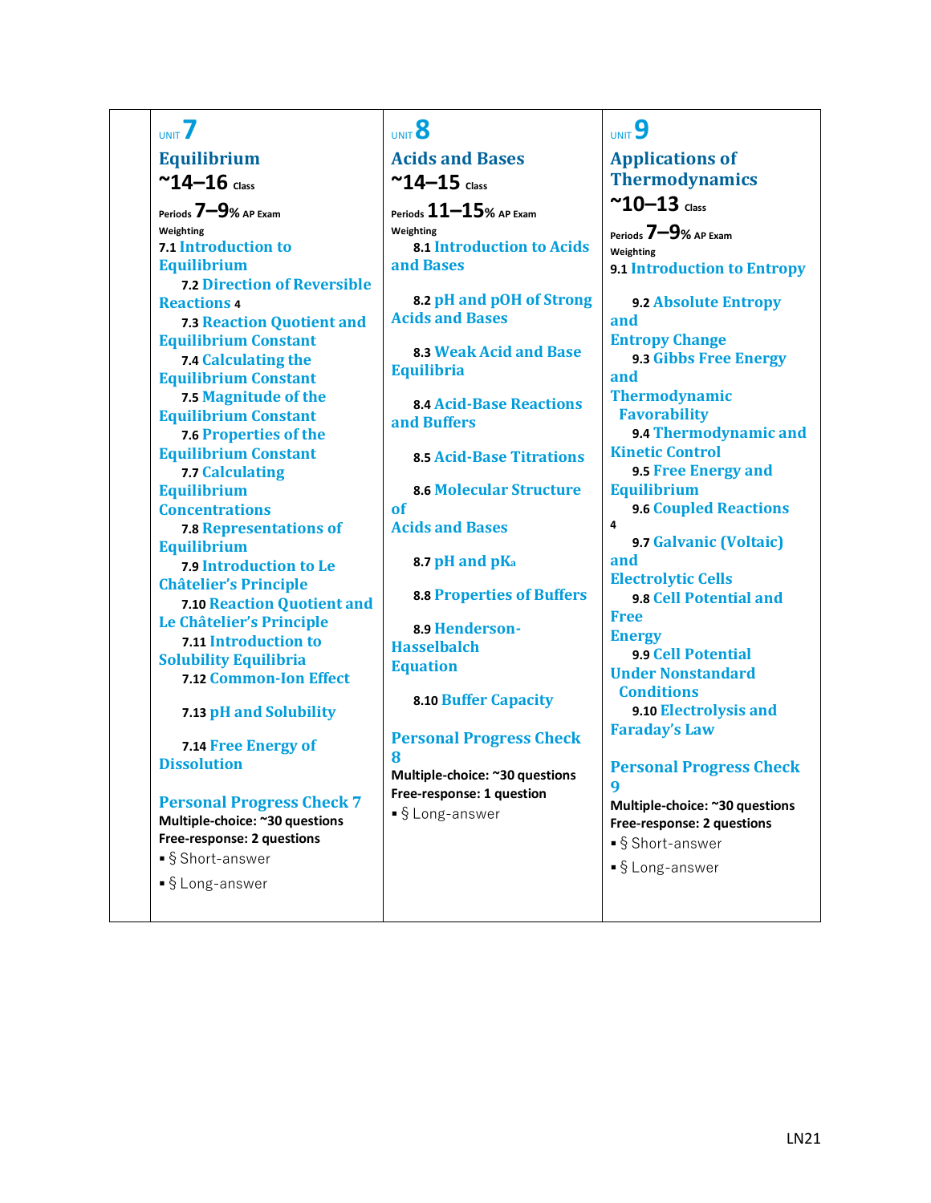## UNIT 7

### Equilibrium

~14–16 Class Periods 7–9% AP Exam Weighting

- 7.1 Introduction to Equilibrium
- 7.2 Direction of Reversible Reactions 4
- 7.3 Reaction Quotient and Equilibrium Constant
- 7.4 Calculating the Equilibrium Constant
- 7.5 Magnitude of the Equilibrium Constant
- 7.6 Properties of the Equilibrium Constant
- 7.7 Calculating Equilibrium Concentrations
- 7.8 Representations of Equilibrium
- 7.9 Introduction to Le Châtelier's Principle
- 7.10 Reaction Quotient and Le Châtelier's Principle
- 7.11 Introduction to Solubility Equilibria
- 7.12 Common-Ion Effect
- 7.13 pH and Solubility
- 7.14 Free Energy of Dissolution

**Personal Progress Check 7**

**Multiple-choice: ~30 questions**

**Free-response: 2 questions**

- § Short-answer
- § Long-answer

## UNIT 8

### Acids and Bases

~14–15 Class Periods 11–15% AP Exam Weighting

- 8.1 Introduction to Acids and Bases
- 8.2 pH and pOH of Strong Acids and Bases
- 8.3 Weak Acid and Base Equilibria
- 8.4 Acid-Base Reactions and Buffers
- 8.5 Acid-Base Titrations
- 8.6 Molecular Structure of Acids and Bases
- 8.7 pH and $pK_a$
- 8.8 Properties of Buffers
- 8.9 Henderson-Hasselbalch Equation
- 8.10 Buffer Capacity

**Personal Progress Check 8**

**Multiple-choice: ~30 questions**

**Free-response: 1 question**

- § Long-answer

## UNIT 9

### Applications of Thermodynamics

~10–13 Class Periods 7–9% AP Exam Weighting

- 9.1 Introduction to Entropy
- 9.2 Absolute Entropy and Entropy Change
- 9.3 Gibbs Free Energy and Thermodynamic Favorability
- 9.4 Thermodynamic and Kinetic Control
- 9.5 Free Energy and Equilibrium
- 9.6 Coupled Reactions 4
- 9.7 Galvanic (Voltaic) and Electrolytic Cells
- 9.8 Cell Potential and Free Energy
- 9.9 Cell Potential Under Nonstandard Conditions
- 9.10 Electrolysis and Faraday's Law

**Personal Progress Check 9**

**Multiple-choice: ~30 questions**

**Free-response: 2 questions**

- § Short-answer
- § Long-answer

LN21